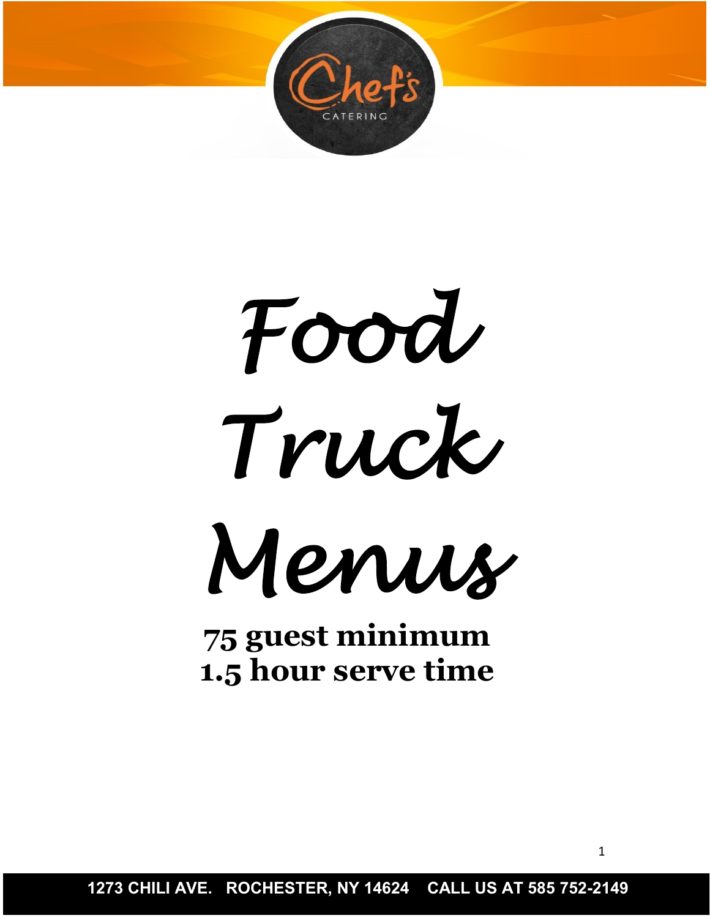Chef's CATERING

# Food Truck Menus

**75 guest minimum**
**1.5 hour serve time**

**1273 CHILI AVE. ROCHESTER, NY 14624 CALL US AT 585 752-2149**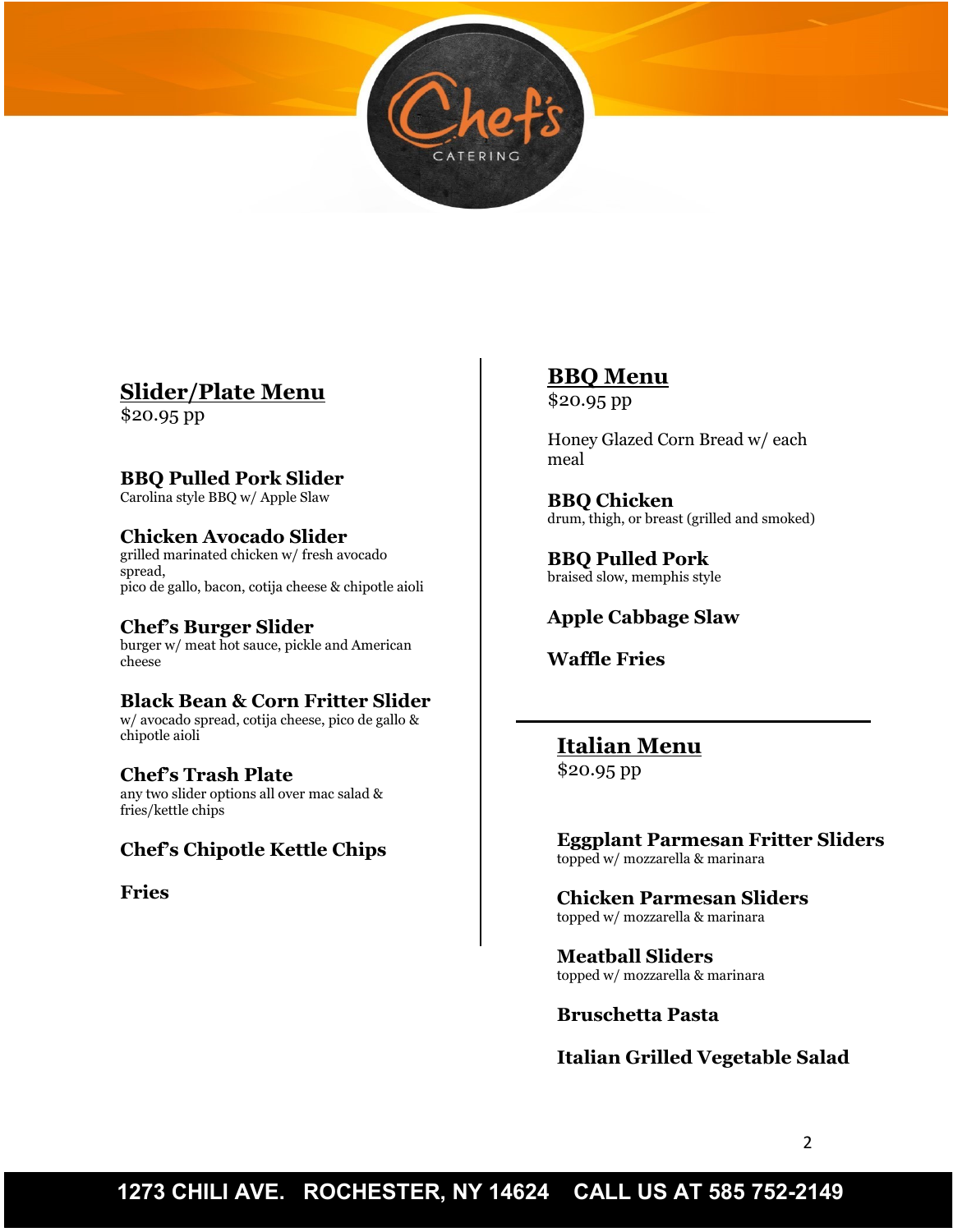Chef's CATERING

## Slider/Plate Menu

$20.95 pp

**BBQ Pulled Pork Slider**
Carolina style BBQ w/ Apple Slaw

**Chicken Avocado Slider**
grilled marinated chicken w/ fresh avocado spread,
pico de gallo, bacon, cotija cheese & chipotle aioli

**Chef's Burger Slider**
burger w/ meat hot sauce, pickle and American cheese

**Black Bean & Corn Fritter Slider**
w/ avocado spread, cotija cheese, pico de gallo & chipotle aioli

**Chef's Trash Plate**
any two slider options all over mac salad & fries/kettle chips

**Chef's Chipotle Kettle Chips**

**Fries**

## BBQ Menu

$20.95 pp

Honey Glazed Corn Bread w/ each meal

**BBQ Chicken**
drum, thigh, or breast (grilled and smoked)

**BBQ Pulled Pork**
braised slow, memphis style

**Apple Cabbage Slaw**

**Waffle Fries**

## Italian Menu

$20.95 pp

**Eggplant Parmesan Fritter Sliders**
topped w/ mozzarella & marinara

**Chicken Parmesan Sliders**
topped w/ mozzarella & marinara

**Meatball Sliders**
topped w/ mozzarella & marinara

**Bruschetta Pasta**

**Italian Grilled Vegetable Salad**

1273 CHILI AVE. ROCHESTER, NY 14624 CALL US AT 585 752-2149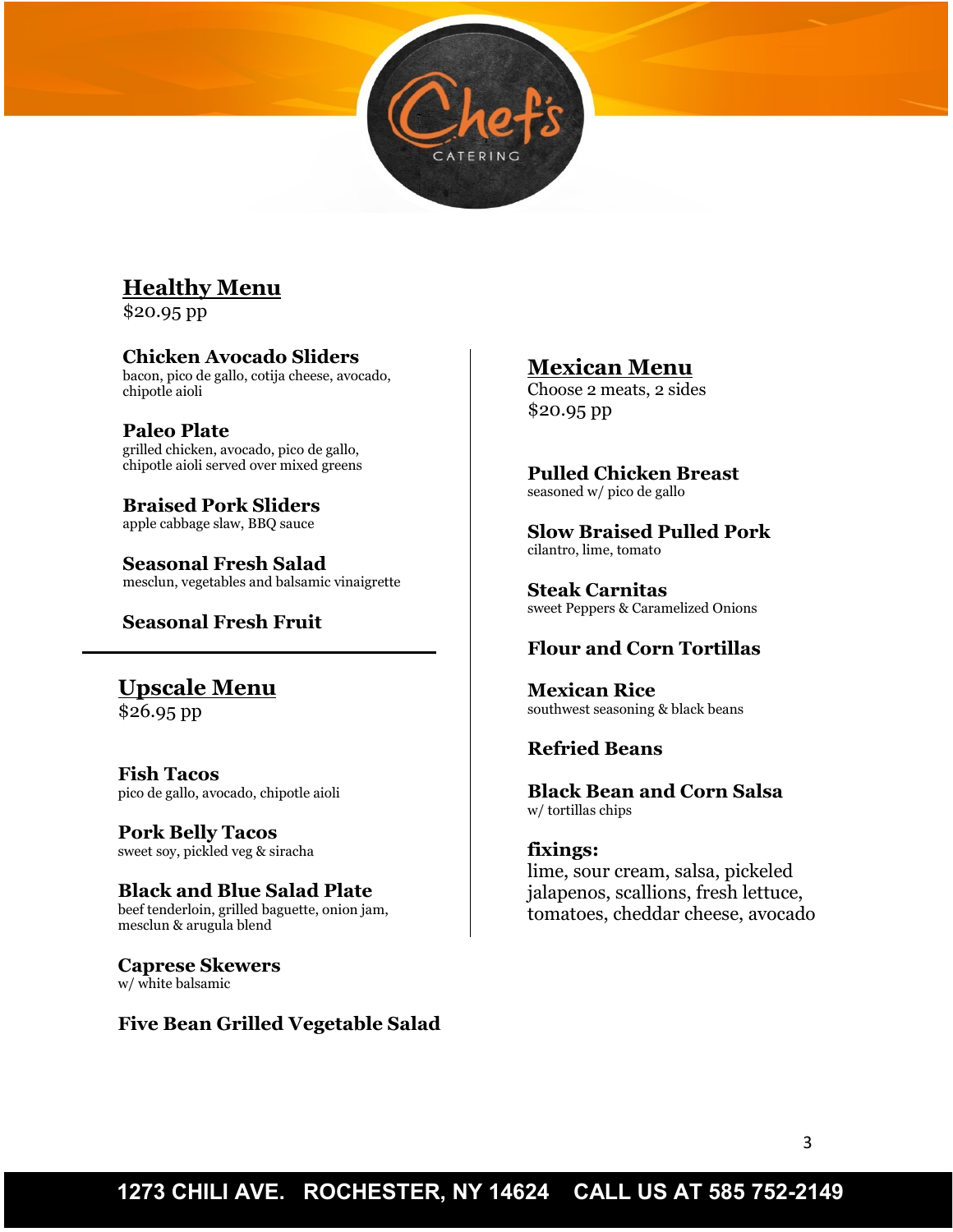## Healthy Menu

$20.95 pp

**Chicken Avocado Sliders**
bacon, pico de gallo, cotija cheese, avocado, chipotle aioli

**Paleo Plate**
grilled chicken, avocado, pico de gallo, chipotle aioli served over mixed greens

**Braised Pork Sliders**
apple cabbage slaw, BBQ sauce

**Seasonal Fresh Salad**
mesclun, vegetables and balsamic vinaigrette

**Seasonal Fresh Fruit**

---

## Upscale Menu

$26.95 pp

**Fish Tacos**
pico de gallo, avocado, chipotle aioli

**Pork Belly Tacos**
sweet soy, pickled veg & siracha

**Black and Blue Salad Plate**
beef tenderloin, grilled baguette, onion jam, mesclun & arugula blend

**Caprese Skewers**
w/ white balsamic

**Five Bean Grilled Vegetable Salad**

## Mexican Menu

Choose 2 meats, 2 sides
$20.95 pp

**Pulled Chicken Breast**
seasoned w/ pico de gallo

**Slow Braised Pulled Pork**
cilantro, lime, tomato

**Steak Carnitas**
sweet Peppers & Caramelized Onions

**Flour and Corn Tortillas**

**Mexican Rice**
southwest seasoning & black beans

**Refried Beans**

**Black Bean and Corn Salsa**
w/ tortillas chips

**fixings:**
lime, sour cream, salsa, pickeled jalapenos, scallions, fresh lettuce, tomatoes, cheddar cheese, avocado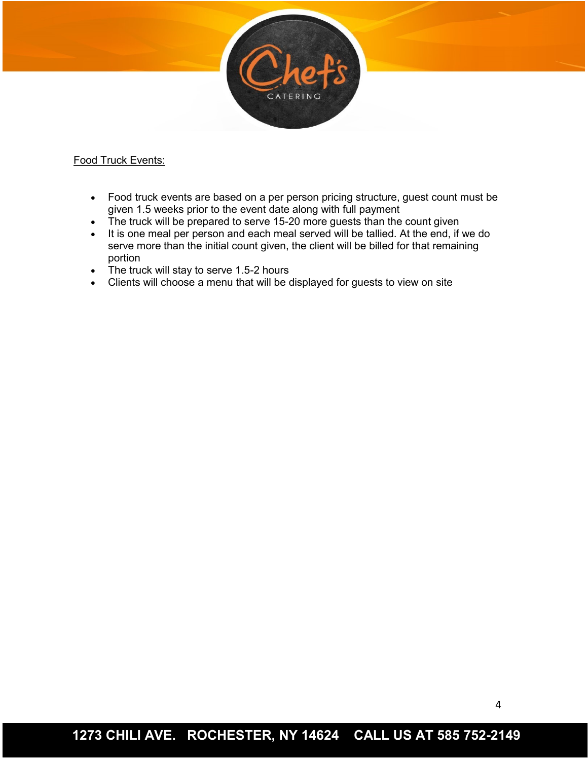Food Truck Events:

- Food truck events are based on a per person pricing structure, guest count must be given 1.5 weeks prior to the event date along with full payment
- The truck will be prepared to serve 15-20 more guests than the count given
- It is one meal per person and each meal served will be tallied. At the end, if we do serve more than the initial count given, the client will be billed for that remaining portion
- The truck will stay to serve 1.5-2 hours
- Clients will choose a menu that will be displayed for guests to view on site